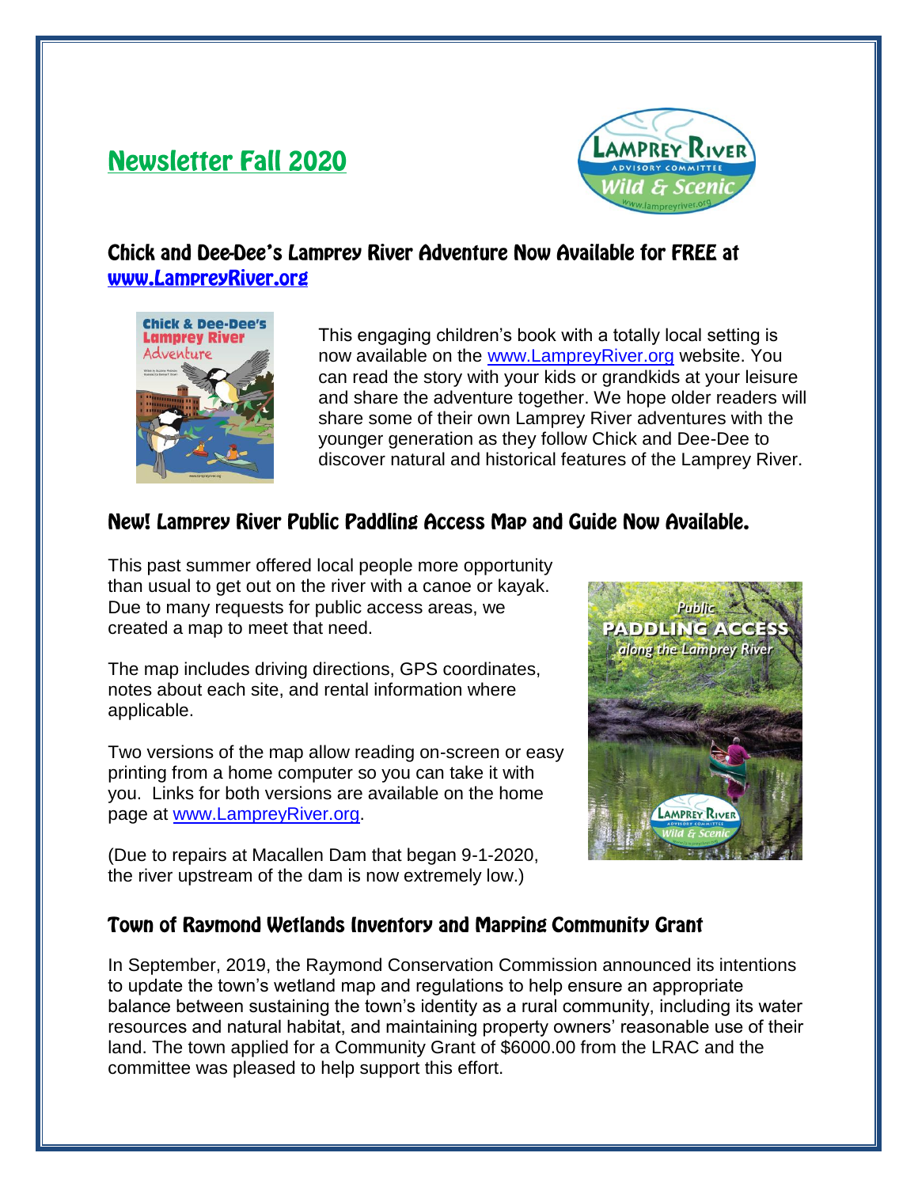# Newsletter Fall 2020

## Chick and Dee-Dee's Lamprey River Adventure Now Available for FREE at www.LampreyRiver.org

This engaging children's book with a totally local setting is now available on the www.LampreyRiver.org website. You can read the story with your kids or grandkids at your leisure and share the adventure together. We hope older readers will share some of their own Lamprey River adventures with the younger generation as they follow Chick and Dee-Dee to discover natural and historical features of the Lamprey River.

## New! Lamprey River Public Paddling Access Map and Guide Now Available.

This past summer offered local people more opportunity than usual to get out on the river with a canoe or kayak. Due to many requests for public access areas, we created a map to meet that need.

The map includes driving directions, GPS coordinates, notes about each site, and rental information where applicable.

Two versions of the map allow reading on-screen or easy printing from a home computer so you can take it with you. Links for both versions are available on the home page at www.LampreyRiver.org.

(Due to repairs at Macallen Dam that began 9-1-2020, the river upstream of the dam is now extremely low.)

## Town of Raymond Wetlands Inventory and Mapping Community Grant

In September, 2019, the Raymond Conservation Commission announced its intentions to update the town's wetland map and regulations to help ensure an appropriate balance between sustaining the town's identity as a rural community, including its water resources and natural habitat, and maintaining property owners' reasonable use of their land. The town applied for a Community Grant of $6000.00 from the LRAC and the committee was pleased to help support this effort.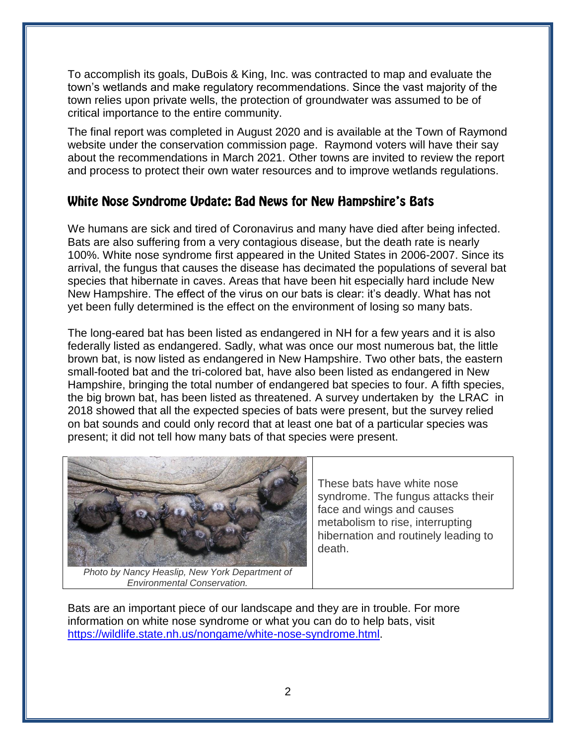To accomplish its goals, DuBois & King, Inc. was contracted to map and evaluate the town's wetlands and make regulatory recommendations. Since the vast majority of the town relies upon private wells, the protection of groundwater was assumed to be of critical importance to the entire community.

The final report was completed in August 2020 and is available at the Town of Raymond website under the conservation commission page. Raymond voters will have their say about the recommendations in March 2021. Other towns are invited to review the report and process to protect their own water resources and to improve wetlands regulations.

## White Nose Syndrome Update: Bad News for New Hampshire's Bats

We humans are sick and tired of Coronavirus and many have died after being infected. Bats are also suffering from a very contagious disease, but the death rate is nearly 100%. White nose syndrome first appeared in the United States in 2006-2007. Since its arrival, the fungus that causes the disease has decimated the populations of several bat species that hibernate in caves. Areas that have been hit especially hard include New New Hampshire. The effect of the virus on our bats is clear: it's deadly. What has not yet been fully determined is the effect on the environment of losing so many bats.

The long-eared bat has been listed as endangered in NH for a few years and it is also federally listed as endangered. Sadly, what was once our most numerous bat, the little brown bat, is now listed as endangered in New Hampshire. Two other bats, the eastern small-footed bat and the tri-colored bat, have also been listed as endangered in New Hampshire, bringing the total number of endangered bat species to four. A fifth species, the big brown bat, has been listed as threatened. A survey undertaken by the LRAC in 2018 showed that all the expected species of bats were present, but the survey relied on bat sounds and could only record that at least one bat of a particular species was present; it did not tell how many bats of that species were present.

*Photo by Nancy Heaslip, New York Department of Environmental Conservation.*

These bats have white nose syndrome. The fungus attacks their face and wings and causes metabolism to rise, interrupting hibernation and routinely leading to death.

Bats are an important piece of our landscape and they are in trouble. For more information on white nose syndrome or what you can do to help bats, visit [https://wildlife.state.nh.us/nongame/white-nose-syndrome.html](https://wildlife.state.nh.us/nongame/white-nose-syndrome.html).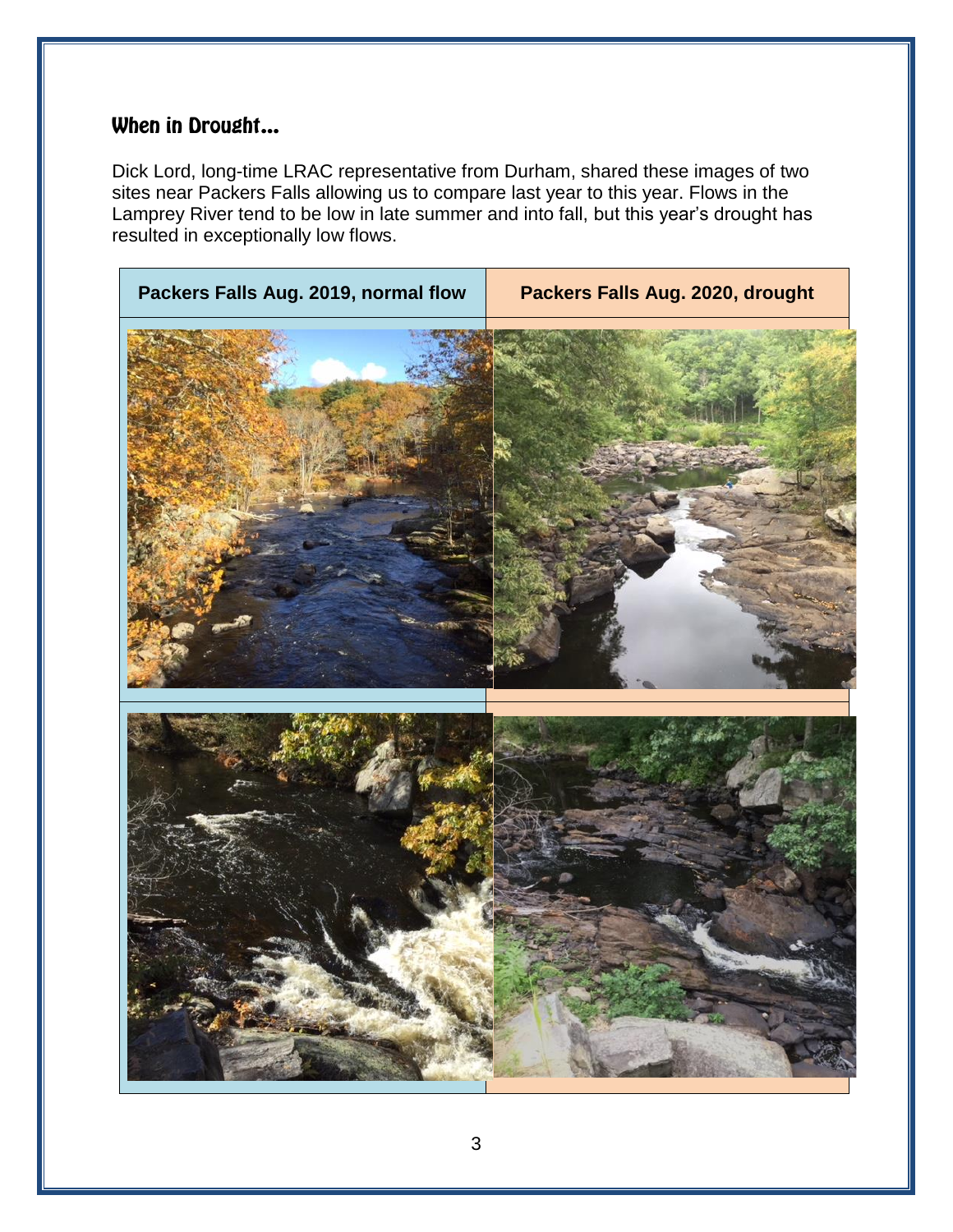## When in Drought…

Dick Lord, long-time LRAC representative from Durham, shared these images of two sites near Packers Falls allowing us to compare last year to this year. Flows in the Lamprey River tend to be low in late summer and into fall, but this year's drought has resulted in exceptionally low flows.

| Packers Falls Aug. 2019, normal flow | Packers Falls Aug. 2020, drought |
| --- | --- |